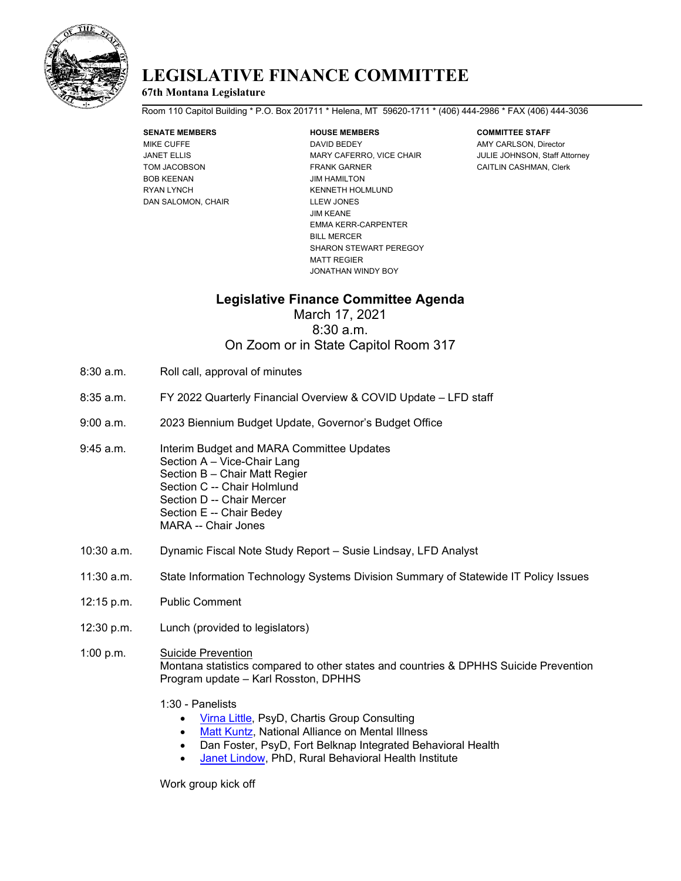# LEGISLATIVE FINANCE COMMITTEE

**67th Montana Legislature**

Room 110 Capitol Building * P.O. Box 201711 * Helena, MT 59620-1711 * (406) 444-2986 * FAX (406) 444-3036

| SENATE MEMBERS | HOUSE MEMBERS | COMMITTEE STAFF |
|---|---|---|
| MIKE CUFFE | DAVID BEDEY | AMY CARLSON, Director |
| JANET ELLIS | MARY CAFERRO, VICE CHAIR | JULIE JOHNSON, Staff Attorney |
| TOM JACOBSON | FRANK GARNER | CAITLIN CASHMAN, Clerk |
| BOB KEENAN | JIM HAMILTON | |
| RYAN LYNCH | KENNETH HOLMLUND | |
| DAN SALOMON, CHAIR | LLEW JONES | |
| | JIM KEANE | |
| | EMMA KERR-CARPENTER | |
| | BILL MERCER | |
| | SHARON STEWART PEREGOY | |
| | MATT REGIER | |
| | JONATHAN WINDY BOY | |

## Legislative Finance Committee Agenda

March 17, 2021
8:30 a.m.
On Zoom or in State Capitol Room 317

8:30 a.m. Roll call, approval of minutes

8:35 a.m. FY 2022 Quarterly Financial Overview & COVID Update – LFD staff

9:00 a.m. 2023 Biennium Budget Update, Governor's Budget Office

9:45 a.m. Interim Budget and MARA Committee Updates
Section A – Vice-Chair Lang
Section B – Chair Matt Regier
Section C -- Chair Holmlund
Section D -- Chair Mercer
Section E -- Chair Bedey
MARA -- Chair Jones

10:30 a.m. Dynamic Fiscal Note Study Report – Susie Lindsay, LFD Analyst

11:30 a.m. State Information Technology Systems Division Summary of Statewide IT Policy Issues

12:15 p.m. Public Comment

12:30 p.m. Lunch (provided to legislators)

1:00 p.m. Suicide Prevention
Montana statistics compared to other states and countries & DPHHS Suicide Prevention Program update – Karl Rosston, DPHHS

1:30 - Panelists

- Virna Little, PsyD, Chartis Group Consulting
- Matt Kuntz, National Alliance on Mental Illness
- Dan Foster, PsyD, Fort Belknap Integrated Behavioral Health
- Janet Lindow, PhD, Rural Behavioral Health Institute

Work group kick off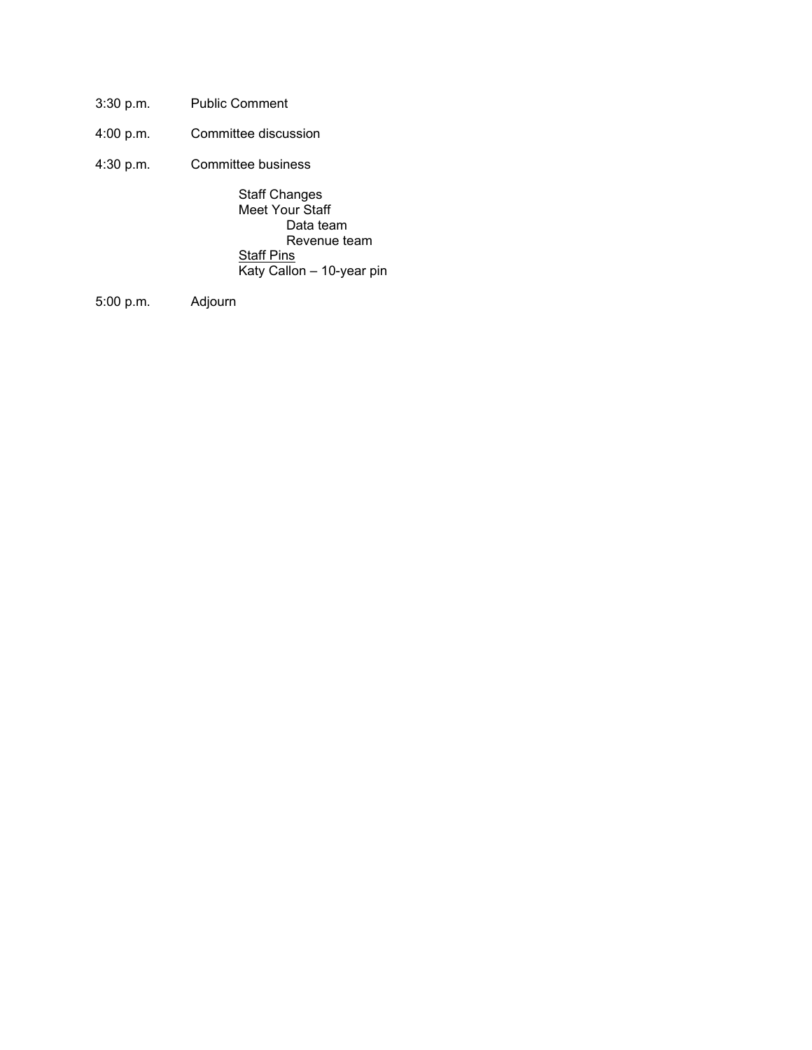3:30 p.m. Public Comment

4:00 p.m. Committee discussion

4:30 p.m. Committee business

- Staff Changes
- Meet Your Staff
  - Data team
  - Revenue team
- <u>Staff Pins</u>
- Katy Callon – 10-year pin

5:00 p.m. Adjourn